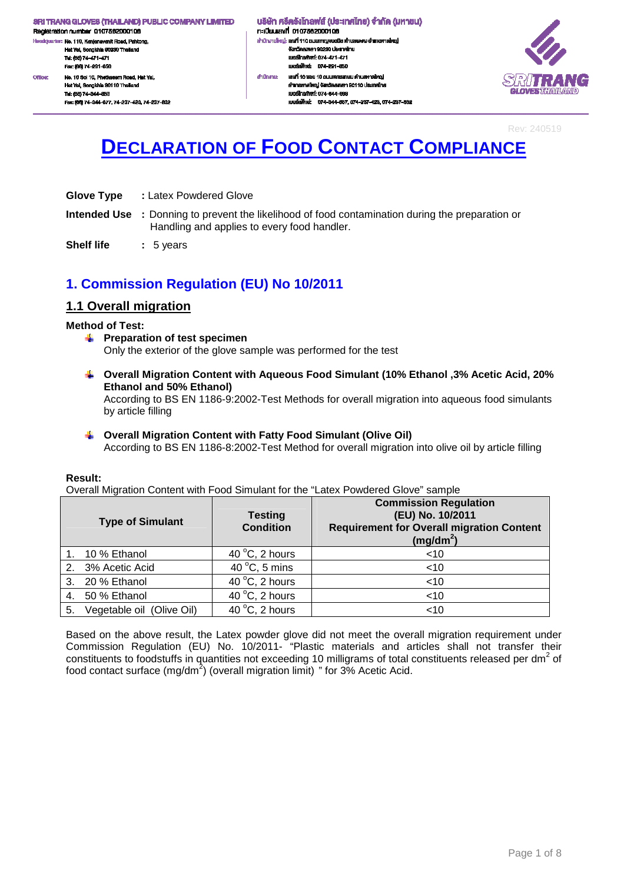SRI TRANG GLOVES (THAILAND) PUBLIC COMPANY LIMITED
Registration number 0107562000106
Headquarter: No. 110, Kanjanavanit Road, Pahtong, Hat Yai, Songkhla 90230 Thailand
Tel: (66) 74-471-471
Fax: (66) 74-291-650
Office: No. 10 Soi 10, Phetkasem Road, Hat Yai, Hat Yai, Songkhla 90110 Thailand
Tel: (66) 74-344-663
Fax: (66) 74-344-677, 74-237-423, 74-237-832

บริษัท ศรีตรังโกลฟส์ (ประเทศไทย) จำกัด (มหาชน)
ทะเบียนเลขที่ 0107562000106
สำนักงานใหญ่: เลขที่ 110 ถนนกาญจนวนิช ตำบลพะตง อำเภอหาดใหญ่ จังหวัดสงขลา 90230 ประเทศไทย
เบอร์โทรศัพท์: 074-471-471
เบอร์แฟกซ์: 074-291-650
สำนักงาน: เลขที่ 10 ซอย 10 ถนนเพชรเกษม ตำบลหาดใหญ่ อำเภอหาดใหญ่ จังหวัดสงขลา 90110 ประเทศไทย
เบอร์โทรศัพท์: 074-344-663
เบอร์แฟกซ์: 074-344-677, 074-237-423, 074-237-832

SRITRANG GLOVES THAILAND

Rev: 240519

# DECLARATION OF FOOD CONTACT COMPLIANCE

**Glove Type** : Latex Powdered Glove

**Intended Use** : Donning to prevent the likelihood of food contamination during the preparation or Handling and applies to every food handler.

**Shelf life** : 5 years

## 1. Commission Regulation (EU) No 10/2011

### 1.1 Overall migration

**Method of Test:**

- **Preparation of test specimen**
  Only the exterior of the glove sample was performed for the test

- **Overall Migration Content with Aqueous Food Simulant (10% Ethanol ,3% Acetic Acid, 20% Ethanol and 50% Ethanol)**
  According to BS EN 1186-9:2002-Test Methods for overall migration into aqueous food simulants by article filling

- **Overall Migration Content with Fatty Food Simulant (Olive Oil)**
  According to BS EN 1186-8:2002-Test Method for overall migration into olive oil by article filling

**Result:**

Overall Migration Content with Food Simulant for the "Latex Powdered Glove" sample

| Type of Simulant | Testing Condition | Commission Regulation (EU) No. 10/2011 Requirement for Overall migration Content ($mg/dm^2$) |
|---|---|---|
| 1. 10 % Ethanol | 40 °C, 2 hours | <10 |
| 2. 3% Acetic Acid | 40 °C, 5 mins | <10 |
| 3. 20 % Ethanol | 40 °C, 2 hours | <10 |
| 4. 50 % Ethanol | 40 °C, 2 hours | <10 |
| 5. Vegetable oil (Olive Oil) | 40 °C, 2 hours | <10 |

Based on the above result, the Latex powder glove did not meet the overall migration requirement under Commission Regulation (EU) No. 10/2011- "Plastic materials and articles shall not transfer their constituents to foodstuffs in quantities not exceeding 10 milligrams of total constituents released per $dm^2$ of food contact surface ($mg/dm^2$) (overall migration limit) " for 3% Acetic Acid.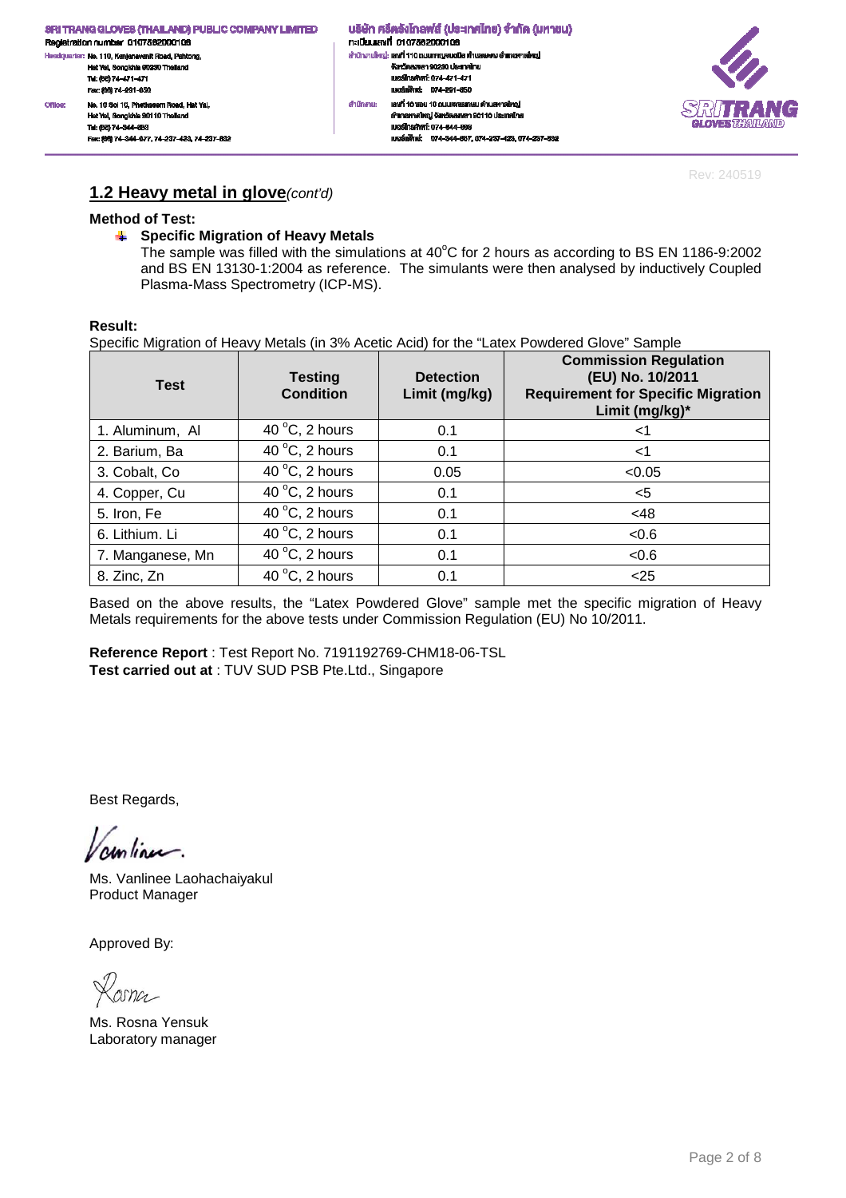SRI TRANG GLOVES (THAILAND) PUBLIC COMPANY LIMITED
Registration number 0107562000106
Headquarter: No. 110, Kanjanavanit Road, Pahtong, Hat Yai, Songkhla 90230 Thailand
Tel: (66) 74-471-471
Fax: (66) 74-291-650
Office: No. 10 Soi 10, Phetkasem Road, Hat Yai, Hat Yai, Songkhla 90110 Thailand
Tel: (66) 74-344-663
Fax: (66) 74-344-677, 74-237-423, 74-237-832

บริษัท ศรีตรังโกลฟส์ (ประเทศไทย) จำกัด (มหาชน)
ทะเบียนเลขที่ 0107562000106
สำนักงานใหญ่: เลขที่ 110 ถนนกาญจนวนิช ตำบลพะตง อำเภอหาดใหญ่ จังหวัดสงขลา 90230 ประเทศไทย
เบอร์โทรศัพท์: 074-471-471
เบอร์แฟกซ์: 074-291-650
สำนักงาน: เลขที่ 10 ซอย 10 ถนนเพชรเกษม ตำบลหาดใหญ่ อำเภอหาดใหญ่ จังหวัดสงขลา 90110 ประเทศไทย
เบอร์โทรศัพท์: 074-344-663
เบอร์แฟกซ์: 074-344-667, 074-237-423, 074-237-832

Rev: 240519

## 1.2 Heavy metal in glove *(cont'd)*

**Method of Test:**

- **Specific Migration of Heavy Metals**

  The sample was filled with the simulations at 40°C for 2 hours as according to BS EN 1186-9:2002 and BS EN 13130-1:2004 as reference. The simulants were then analysed by inductively Coupled Plasma-Mass Spectrometry (ICP-MS).

**Result:**

Specific Migration of Heavy Metals (in 3% Acetic Acid) for the "Latex Powdered Glove" Sample

| Test | Testing Condition | Detection Limit (mg/kg) | Commission Regulation (EU) No. 10/2011 Requirement for Specific Migration Limit (mg/kg)* |
|---|---|---|---|
| 1. Aluminum, Al | 40 °C, 2 hours | 0.1 | <1 |
| 2. Barium, Ba | 40 °C, 2 hours | 0.1 | <1 |
| 3. Cobalt, Co | 40 °C, 2 hours | 0.05 | <0.05 |
| 4. Copper, Cu | 40 °C, 2 hours | 0.1 | <5 |
| 5. Iron, Fe | 40 °C, 2 hours | 0.1 | <48 |
| 6. Lithium. Li | 40 °C, 2 hours | 0.1 | <0.6 |
| 7. Manganese, Mn | 40 °C, 2 hours | 0.1 | <0.6 |
| 8. Zinc, Zn | 40 °C, 2 hours | 0.1 | <25 |

Based on the above results, the "Latex Powdered Glove" sample met the specific migration of Heavy Metals requirements for the above tests under Commission Regulation (EU) No 10/2011.

**Reference Report** : Test Report No. 7191192769-CHM18-06-TSL
**Test carried out at** : TUV SUD PSB Pte.Ltd., Singapore

Best Regards,

Ms. Vanlinee Laohachaiyakul
Product Manager

Approved By:

Ms. Rosna Yensuk
Laboratory manager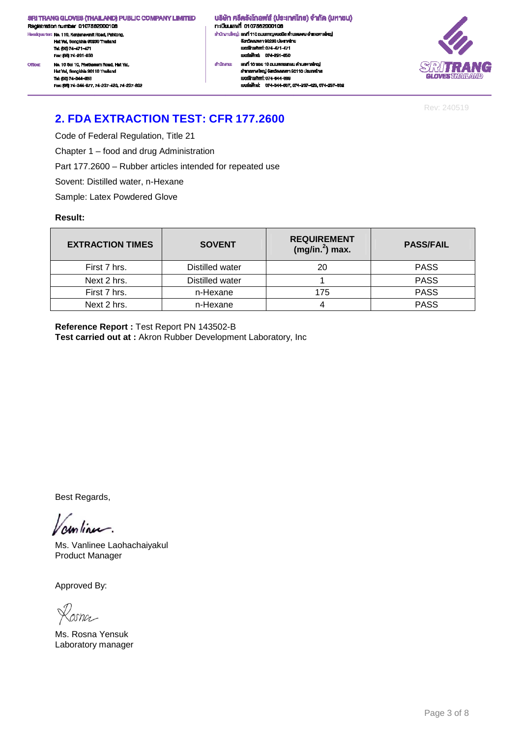## 2. FDA EXTRACTION TEST: CFR 177.2600

Code of Federal Regulation, Title 21

Chapter 1 – food and drug Administration

Part 177.2600 – Rubber articles intended for repeated use

Sovent: Distilled water, n-Hexane

Sample: Latex Powdered Glove

**Result:**

| EXTRACTION TIMES | SOVENT | REQUIREMENT ($mg/in.^2$) max. | PASS/FAIL |
|---|---|---|---|
| First 7 hrs. | Distilled water | 20 | PASS |
| Next 2 hrs. | Distilled water | 1 | PASS |
| First 7 hrs. | n-Hexane | 175 | PASS |
| Next 2 hrs. | n-Hexane | 4 | PASS |

**Reference Report :** Test Report PN 143502-B
**Test carried out at :** Akron Rubber Development Laboratory, Inc

Best Regards,

Ms. Vanlinee Laohachaiyakul
Product Manager

Approved By:

Ms. Rosna Yensuk
Laboratory manager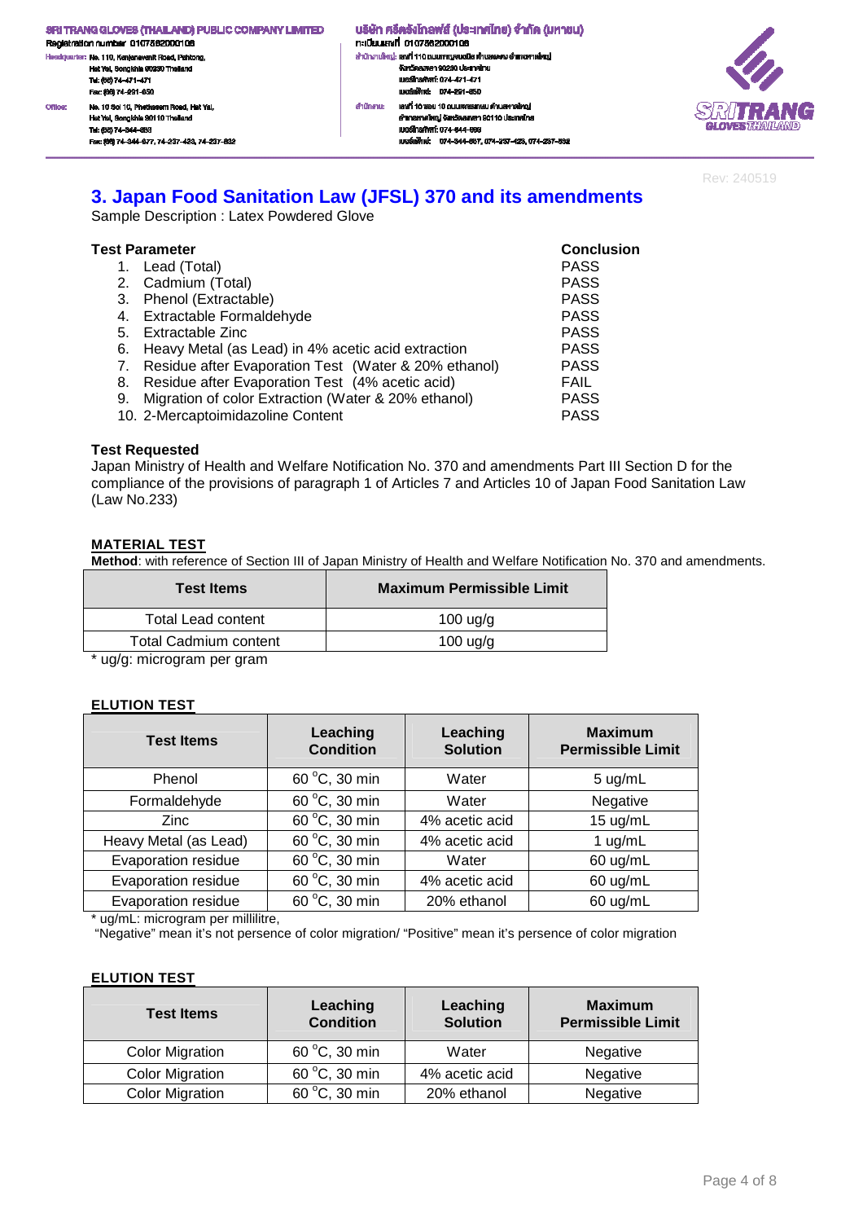Rev: 240519

## 3. Japan Food Sanitation Law (JFSL) 370 and its amendments

Sample Description : Latex Powdered Glove

| Test Parameter | Conclusion |
|---|---|
| 1. Lead (Total) | PASS |
| 2. Cadmium (Total) | PASS |
| 3. Phenol (Extractable) | PASS |
| 4. Extractable Formaldehyde | PASS |
| 5. Extractable Zinc | PASS |
| 6. Heavy Metal (as Lead) in 4% acetic acid extraction | PASS |
| 7. Residue after Evaporation Test (Water & 20% ethanol) | PASS |
| 8. Residue after Evaporation Test (4% acetic acid) | FAIL |
| 9. Migration of color Extraction (Water & 20% ethanol) | PASS |
| 10. 2-Mercaptoimidazoline Content | PASS |

**Test Requested**

Japan Ministry of Health and Welfare Notification No. 370 and amendments Part III Section D for the compliance of the provisions of paragraph 1 of Articles 7 and Articles 10 of Japan Food Sanitation Law (Law No.233)

**MATERIAL TEST**

**Method**: with reference of Section III of Japan Ministry of Health and Welfare Notification No. 370 and amendments.

| Test Items | Maximum Permissible Limit |
|---|---|
| Total Lead content | 100 ug/g |
| Total Cadmium content | 100 ug/g |

* ug/g: microgram per gram

**ELUTION TEST**

| Test Items | Leaching Condition | Leaching Solution | Maximum Permissible Limit |
|---|---|---|---|
| Phenol | 60 °C, 30 min | Water | 5 ug/mL |
| Formaldehyde | 60 °C, 30 min | Water | Negative |
| Zinc | 60 °C, 30 min | 4% acetic acid | 15 ug/mL |
| Heavy Metal (as Lead) | 60 °C, 30 min | 4% acetic acid | 1 ug/mL |
| Evaporation residue | 60 °C, 30 min | Water | 60 ug/mL |
| Evaporation residue | 60 °C, 30 min | 4% acetic acid | 60 ug/mL |
| Evaporation residue | 60 °C, 30 min | 20% ethanol | 60 ug/mL |

* ug/mL: microgram per millilitre,
"Negative" mean it's not persence of color migration/ "Positive" mean it's persence of color migration

**ELUTION TEST**

| Test Items | Leaching Condition | Leaching Solution | Maximum Permissible Limit |
|---|---|---|---|
| Color Migration | 60 °C, 30 min | Water | Negative |
| Color Migration | 60 °C, 30 min | 4% acetic acid | Negative |
| Color Migration | 60 °C, 30 min | 20% ethanol | Negative |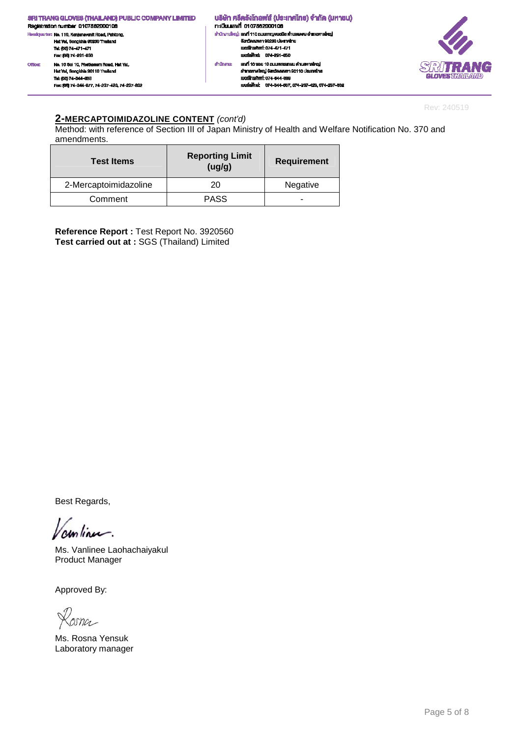## 2-MERCAPTOIMIDAZOLINE CONTENT *(cont'd)*

Method: with reference of Section III of Japan Ministry of Health and Welfare Notification No. 370 and amendments.

| Test Items | Reporting Limit (ug/g) | Requirement |
|---|---|---|
| 2-Mercaptoimidazoline | 20 | Negative |
| Comment | PASS | - |

**Reference Report :** Test Report No. 3920560
**Test carried out at :** SGS (Thailand) Limited

Best Regards,

Ms. Vanlinee Laohachaiyakul
Product Manager

Approved By:

Ms. Rosna Yensuk
Laboratory manager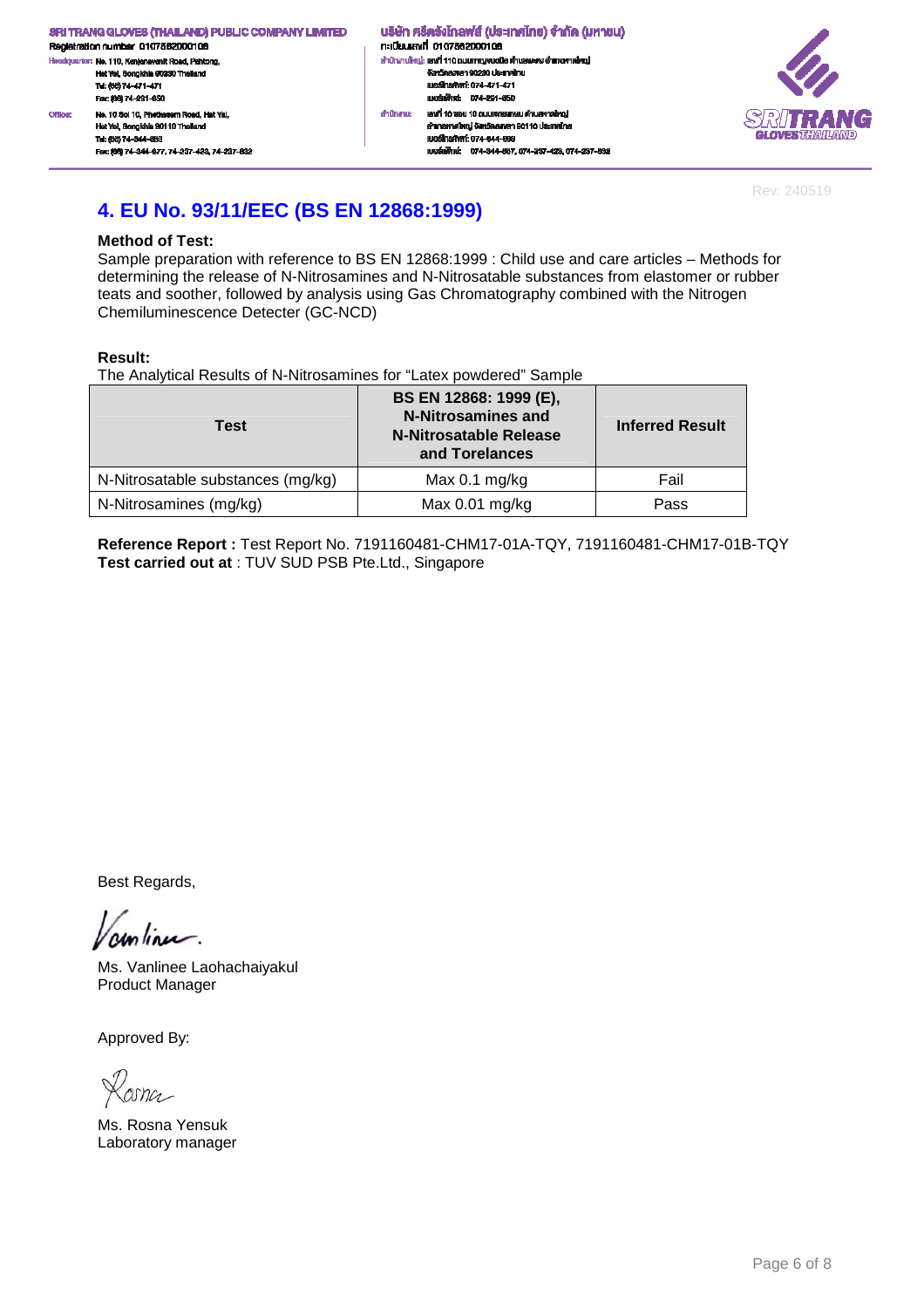## 4. EU No. 93/11/EEC (BS EN 12868:1999)

**Method of Test:**

Sample preparation with reference to BS EN 12868:1999 : Child use and care articles – Methods for determining the release of N-Nitrosamines and N-Nitrosatable substances from elastomer or rubber teats and soother, followed by analysis using Gas Chromatography combined with the Nitrogen Chemiluminescence Detecter (GC-NCD)

**Result:**

The Analytical Results of N-Nitrosamines for "Latex powdered" Sample

| Test | BS EN 12868: 1999 (E), N-Nitrosamines and N-Nitrosatable Release and Torelances | Inferred Result |
|---|---|---|
| N-Nitrosatable substances (mg/kg) | Max 0.1 mg/kg | Fail |
| N-Nitrosamines (mg/kg) | Max 0.01 mg/kg | Pass |

**Reference Report :** Test Report No. 7191160481-CHM17-01A-TQY, 7191160481-CHM17-01B-TQY
**Test carried out at** : TUV SUD PSB Pte.Ltd., Singapore

Best Regards,

Ms. Vanlinee Laohachaiyakul
Product Manager

Approved By:

Ms. Rosna Yensuk
Laboratory manager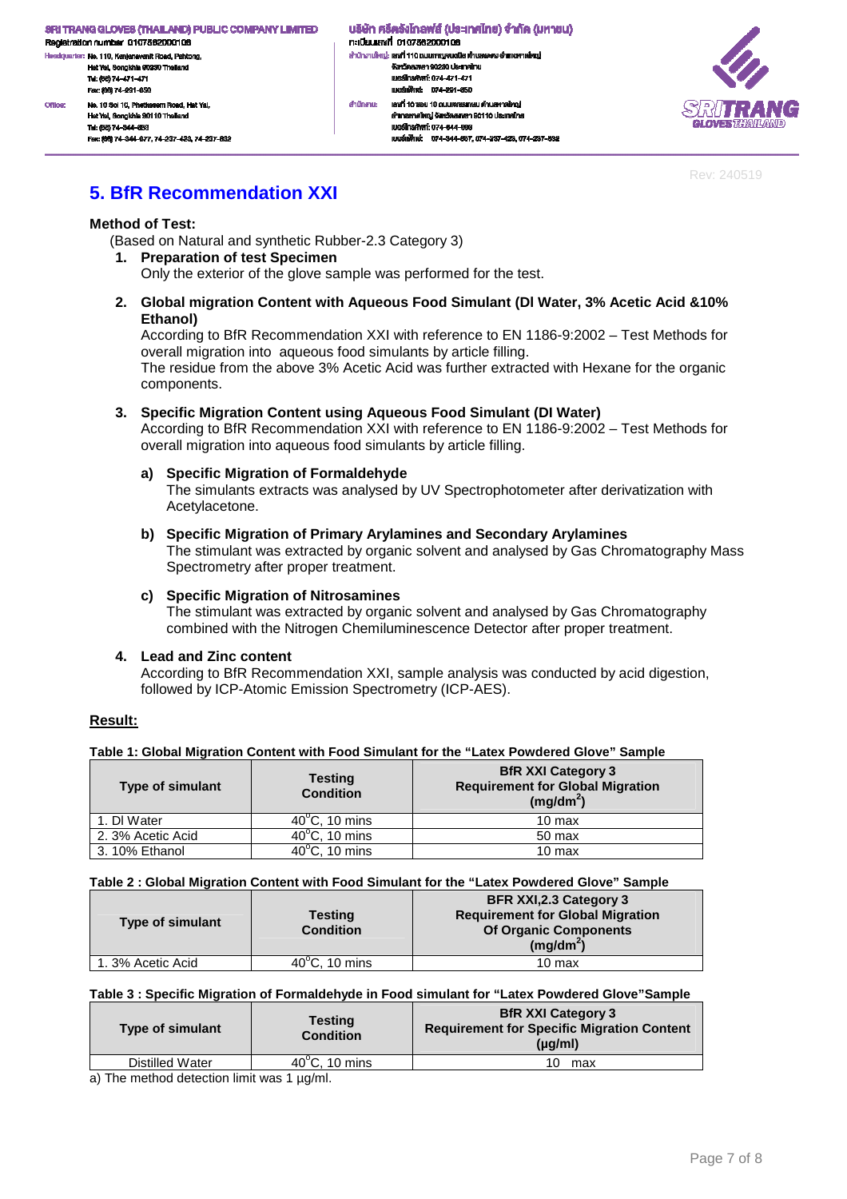Rev: 240519

# 5. BfR Recommendation XXI

**Method of Test:**

(Based on Natural and synthetic Rubber-2.3 Category 3)

1. **Preparation of test Specimen**
   Only the exterior of the glove sample was performed for the test.

2. **Global migration Content with Aqueous Food Simulant (DI Water, 3% Acetic Acid &10% Ethanol)**
   According to BfR Recommendation XXI with reference to EN 1186-9:2002 – Test Methods for overall migration into aqueous food simulants by article filling.
   The residue from the above 3% Acetic Acid was further extracted with Hexane for the organic components.

3. **Specific Migration Content using Aqueous Food Simulant (DI Water)**
   According to BfR Recommendation XXI with reference to EN 1186-9:2002 – Test Methods for overall migration into aqueous food simulants by article filling.

   a) **Specific Migration of Formaldehyde**
      The simulants extracts was analysed by UV Spectrophotometer after derivatization with Acetylacetone.

   b) **Specific Migration of Primary Arylamines and Secondary Arylamines**
      The stimulant was extracted by organic solvent and analysed by Gas Chromatography Mass Spectrometry after proper treatment.

   c) **Specific Migration of Nitrosamines**
      The stimulant was extracted by organic solvent and analysed by Gas Chromatography combined with the Nitrogen Chemiluminescence Detector after proper treatment.

4. **Lead and Zinc content**
   According to BfR Recommendation XXI, sample analysis was conducted by acid digestion, followed by ICP-Atomic Emission Spectrometry (ICP-AES).

**Result:**

**Table 1: Global Migration Content with Food Simulant for the "Latex Powdered Glove" Sample**

| Type of simulant | Testing Condition | BfR XXI Category 3 Requirement for Global Migration (mg/dm$^2$) |
|---|---|---|
| 1. DI Water | 40$^o$C, 10 mins | 10 max |
| 2. 3% Acetic Acid | 40$^o$C, 10 mins | 50 max |
| 3. 10% Ethanol | 40$^o$C, 10 mins | 10 max |

**Table 2 : Global Migration Content with Food Simulant for the "Latex Powdered Glove" Sample**

| Type of simulant | Testing Condition | BfR XXI,2.3 Category 3 Requirement for Global Migration Of Organic Components (mg/dm$^2$) |
|---|---|---|
| 1. 3% Acetic Acid | 40$^o$C, 10 mins | 10 max |

**Table 3 : Specific Migration of Formaldehyde in Food simulant for "Latex Powdered Glove"Sample**

| Type of simulant | Testing Condition | BfR XXI Category 3 Requirement for Specific Migration Content (µg/ml) |
|---|---|---|
| Distilled Water | 40$^o$C, 10 mins | 10 max |

a) The method detection limit was 1 µg/ml.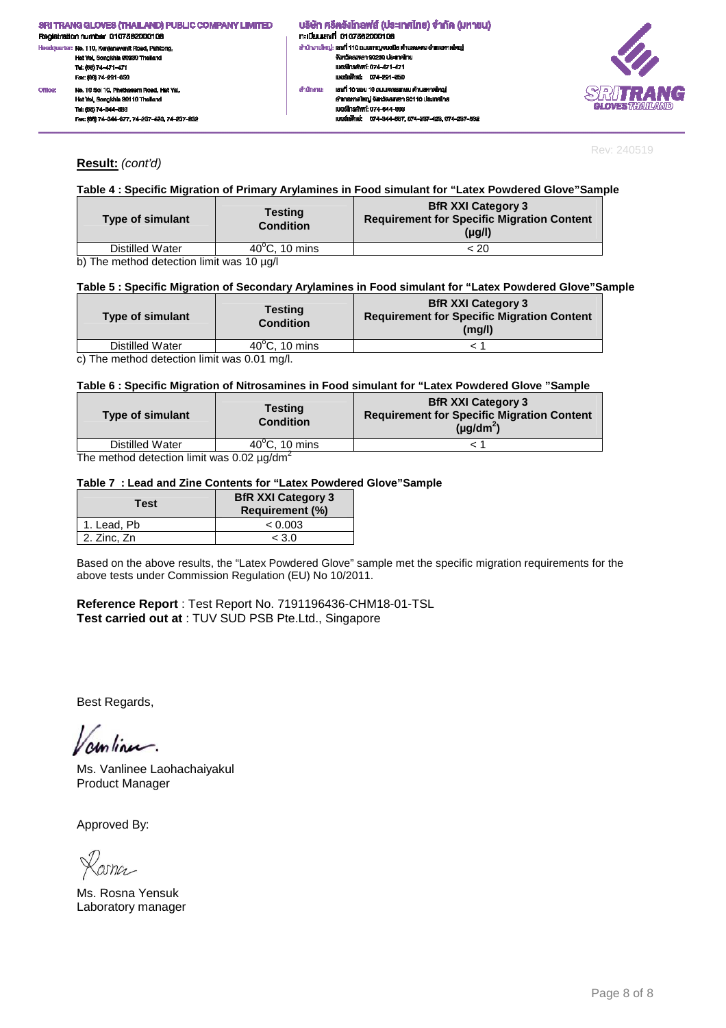**Result:** *(cont'd)*

**Table 4 : Specific Migration of Primary Arylamines in Food simulant for "Latex Powdered Glove"Sample**

| Type of simulant | Testing Condition | BfR XXI Category 3 Requirement for Specific Migration Content (µg/l) |
|---|---|---|
| Distilled Water | 40°C, 10 mins | < 20 |

b) The method detection limit was 10 µg/l

**Table 5 : Specific Migration of Secondary Arylamines in Food simulant for "Latex Powdered Glove"Sample**

| Type of simulant | Testing Condition | BfR XXI Category 3 Requirement for Specific Migration Content (mg/l) |
|---|---|---|
| Distilled Water | 40°C, 10 mins | < 1 |

c) The method detection limit was 0.01 mg/l.

**Table 6 : Specific Migration of Nitrosamines in Food simulant for "Latex Powdered Glove "Sample**

| Type of simulant | Testing Condition | BfR XXI Category 3 Requirement for Specific Migration Content ($\mu g/dm^2$) |
|---|---|---|
| Distilled Water | 40°C, 10 mins | < 1 |

The method detection limit was 0.02 $\mu g/dm^2$

**Table 7 : Lead and Zine Contents for "Latex Powdered Glove"Sample**

| Test | BfR XXI Category 3 Requirement (%) |
|---|---|
| 1. Lead, Pb | < 0.003 |
| 2. Zinc, Zn | < 3.0 |

Based on the above results, the "Latex Powdered Glove" sample met the specific migration requirements for the above tests under Commission Regulation (EU) No 10/2011.

**Reference Report** : Test Report No. 7191196436-CHM18-01-TSL
**Test carried out at** : TUV SUD PSB Pte.Ltd., Singapore

Best Regards,

Ms. Vanlinee Laohachaiyakul
Product Manager

Approved By:

Ms. Rosna Yensuk
Laboratory manager